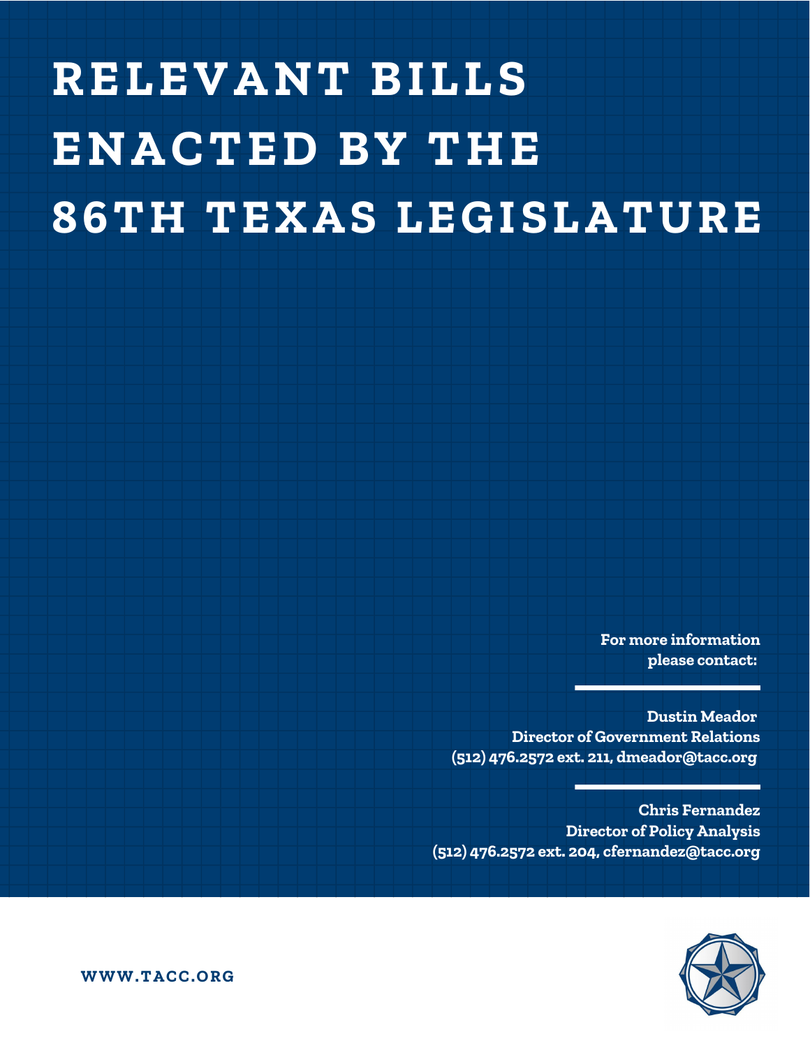# RELEVANT BILLS ENACTED BY THE 86TH TEXAS LEGISLATURE

**For more information please contact:**

**Dustin Meador**
**Director of Government Relations**
**(512) 476.2572 ext. 211, dmeador@tacc.org**

**Chris Fernandez**
**Director of Policy Analysis**
**(512) 476.2572 ext. 204, cfernandez@tacc.org**

**WWW.TACC.ORG**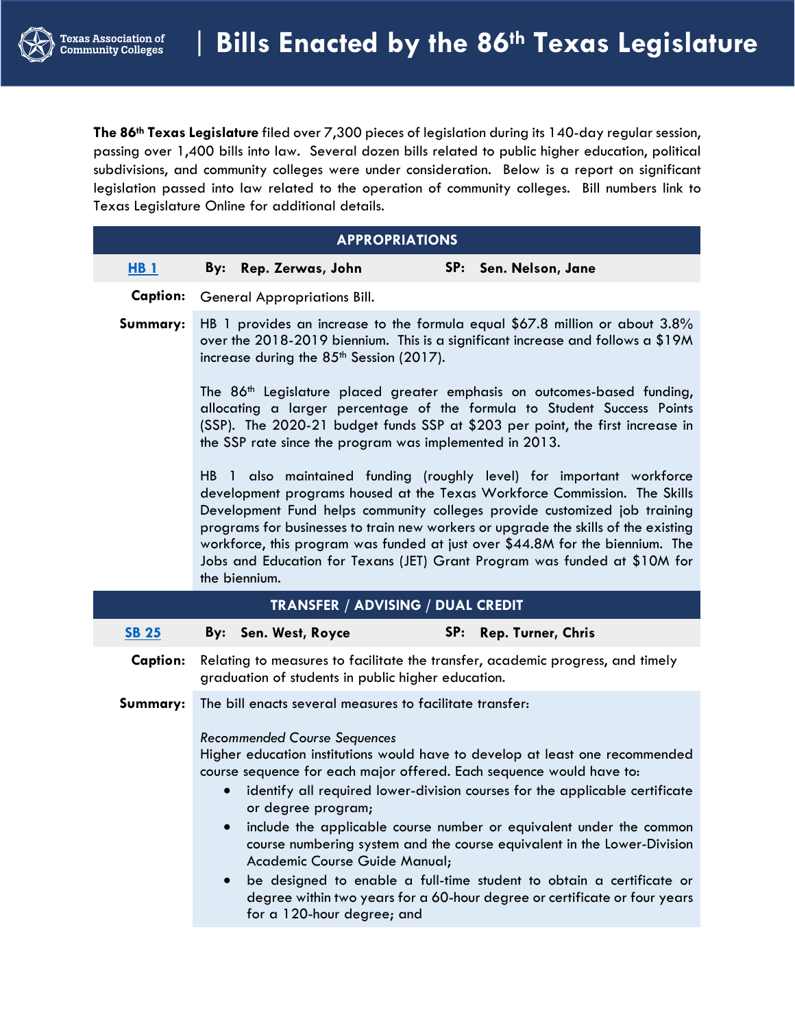# Bills Enacted by the 86th Texas Legislature

**The 86th Texas Legislature** filed over 7,300 pieces of legislation during its 140-day regular session, passing over 1,400 bills into law. Several dozen bills related to public higher education, political subdivisions, and community colleges were under consideration. Below is a report on significant legislation passed into law related to the operation of community colleges. Bill numbers link to Texas Legislature Online for additional details.

## APPROPRIATIONS

**HB 1** — **By:** Rep. Zerwas, John — **SP:** Sen. Nelson, Jane

**Caption:** General Appropriations Bill.

**Summary:** HB 1 provides an increase to the formula equal $67.8 million or about 3.8% over the 2018-2019 biennium. This is a significant increase and follows a $19M increase during the 85th Session (2017).

The 86th Legislature placed greater emphasis on outcomes-based funding, allocating a larger percentage of the formula to Student Success Points (SSP). The 2020-21 budget funds SSP at $203 per point, the first increase in the SSP rate since the program was implemented in 2013.

HB 1 also maintained funding (roughly level) for important workforce development programs housed at the Texas Workforce Commission. The Skills Development Fund helps community colleges provide customized job training programs for businesses to train new workers or upgrade the skills of the existing workforce, this program was funded at just over $44.8M for the biennium. The Jobs and Education for Texans (JET) Grant Program was funded at $10M for the biennium.

## TRANSFER / ADVISING / DUAL CREDIT

**SB 25** — **By:** Sen. West, Royce — **SP:** Rep. Turner, Chris

**Caption:** Relating to measures to facilitate the transfer, academic progress, and timely graduation of students in public higher education.

**Summary:** The bill enacts several measures to facilitate transfer:

*Recommended Course Sequences*
Higher education institutions would have to develop at least one recommended course sequence for each major offered. Each sequence would have to:

- identify all required lower-division courses for the applicable certificate or degree program;
- include the applicable course number or equivalent under the common course numbering system and the course equivalent in the Lower-Division Academic Course Guide Manual;
- be designed to enable a full-time student to obtain a certificate or degree within two years for a 60-hour degree or certificate or four years for a 120-hour degree; and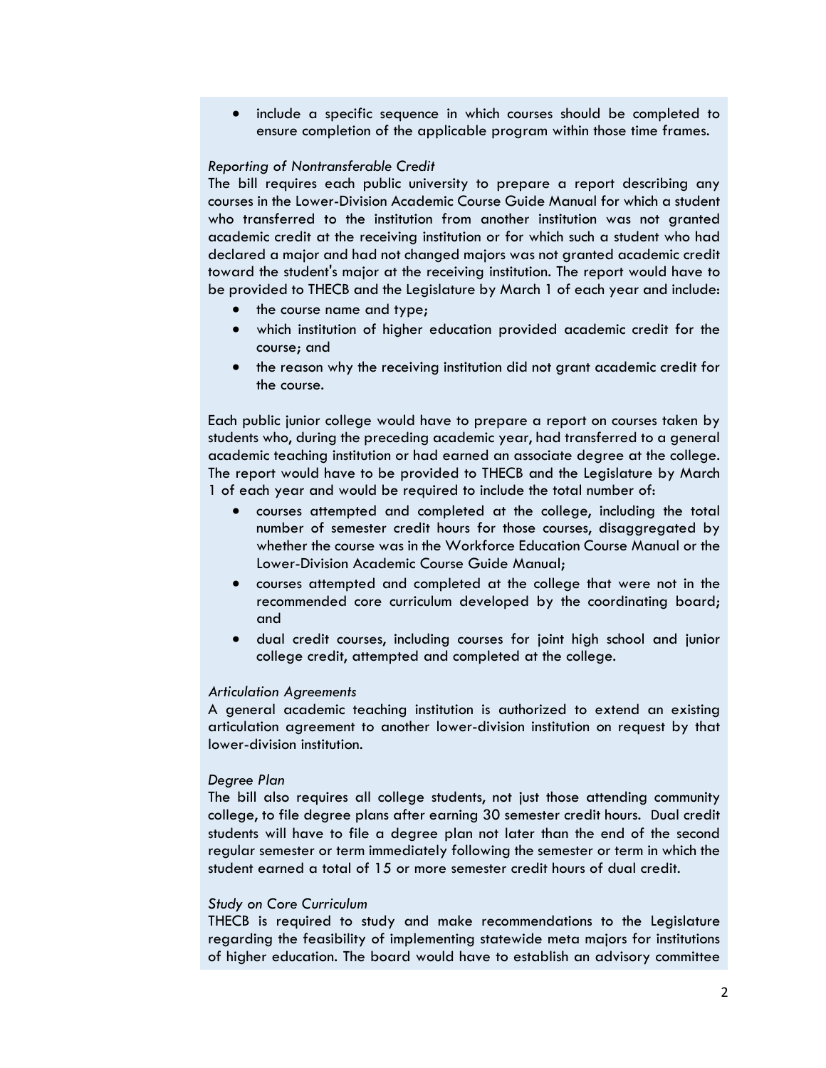- include a specific sequence in which courses should be completed to ensure completion of the applicable program within those time frames.

*Reporting of Nontransferable Credit*

The bill requires each public university to prepare a report describing any courses in the Lower-Division Academic Course Guide Manual for which a student who transferred to the institution from another institution was not granted academic credit at the receiving institution or for which such a student who had declared a major and had not changed majors was not granted academic credit toward the student's major at the receiving institution. The report would have to be provided to THECB and the Legislature by March 1 of each year and include:

- the course name and type;
- which institution of higher education provided academic credit for the course; and
- the reason why the receiving institution did not grant academic credit for the course.

Each public junior college would have to prepare a report on courses taken by students who, during the preceding academic year, had transferred to a general academic teaching institution or had earned an associate degree at the college. The report would have to be provided to THECB and the Legislature by March 1 of each year and would be required to include the total number of:

- courses attempted and completed at the college, including the total number of semester credit hours for those courses, disaggregated by whether the course was in the Workforce Education Course Manual or the Lower-Division Academic Course Guide Manual;
- courses attempted and completed at the college that were not in the recommended core curriculum developed by the coordinating board; and
- dual credit courses, including courses for joint high school and junior college credit, attempted and completed at the college.

*Articulation Agreements*

A general academic teaching institution is authorized to extend an existing articulation agreement to another lower-division institution on request by that lower-division institution.

*Degree Plan*

The bill also requires all college students, not just those attending community college, to file degree plans after earning 30 semester credit hours. Dual credit students will have to file a degree plan not later than the end of the second regular semester or term immediately following the semester or term in which the student earned a total of 15 or more semester credit hours of dual credit.

*Study on Core Curriculum*

THECB is required to study and make recommendations to the Legislature regarding the feasibility of implementing statewide meta majors for institutions of higher education. The board would have to establish an advisory committee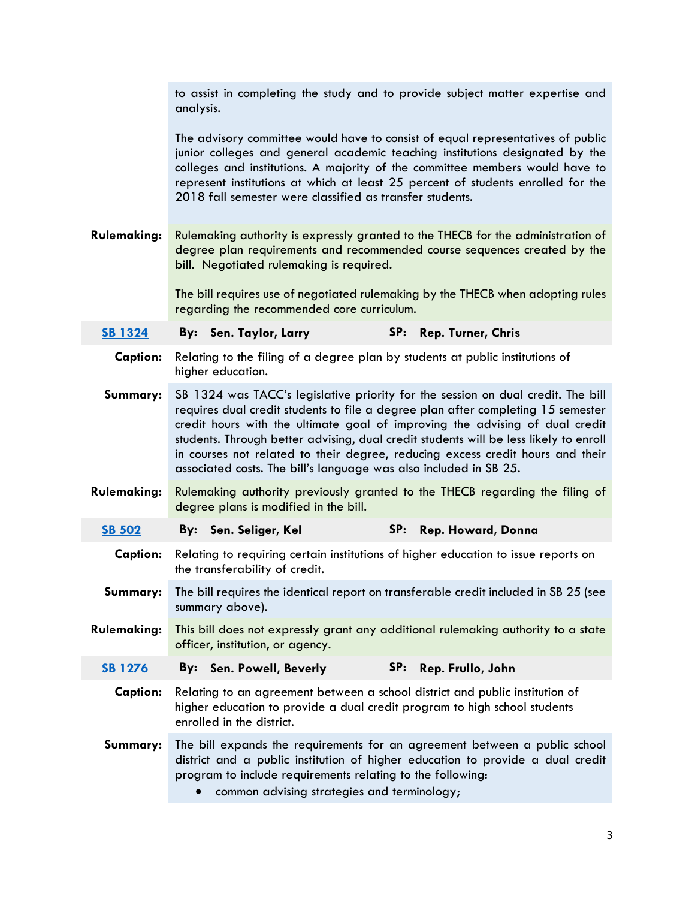to assist in completing the study and to provide subject matter expertise and analysis.

The advisory committee would have to consist of equal representatives of public junior colleges and general academic teaching institutions designated by the colleges and institutions. A majority of the committee members would have to represent institutions at which at least 25 percent of students enrolled for the 2018 fall semester were classified as transfer students.

**Rulemaking:** Rulemaking authority is expressly granted to the THECB for the administration of degree plan requirements and recommended course sequences created by the bill. Negotiated rulemaking is required.

The bill requires use of negotiated rulemaking by the THECB when adopting rules regarding the recommended core curriculum.

**SB 1324** **By: Sen. Taylor, Larry** **SP: Rep. Turner, Chris**

**Caption:** Relating to the filing of a degree plan by students at public institutions of higher education.

**Summary:** SB 1324 was TACC's legislative priority for the session on dual credit. The bill requires dual credit students to file a degree plan after completing 15 semester credit hours with the ultimate goal of improving the advising of dual credit students. Through better advising, dual credit students will be less likely to enroll in courses not related to their degree, reducing excess credit hours and their associated costs. The bill's language was also included in SB 25.

**Rulemaking:** Rulemaking authority previously granted to the THECB regarding the filing of degree plans is modified in the bill.

**SB 502** **By: Sen. Seliger, Kel** **SP: Rep. Howard, Donna**

**Caption:** Relating to requiring certain institutions of higher education to issue reports on the transferability of credit.

**Summary:** The bill requires the identical report on transferable credit included in SB 25 (see summary above).

**Rulemaking:** This bill does not expressly grant any additional rulemaking authority to a state officer, institution, or agency.

**SB 1276** **By: Sen. Powell, Beverly** **SP: Rep. Frullo, John**

**Caption:** Relating to an agreement between a school district and public institution of higher education to provide a dual credit program to high school students enrolled in the district.

**Summary:** The bill expands the requirements for an agreement between a public school district and a public institution of higher education to provide a dual credit program to include requirements relating to the following:

- common advising strategies and terminology;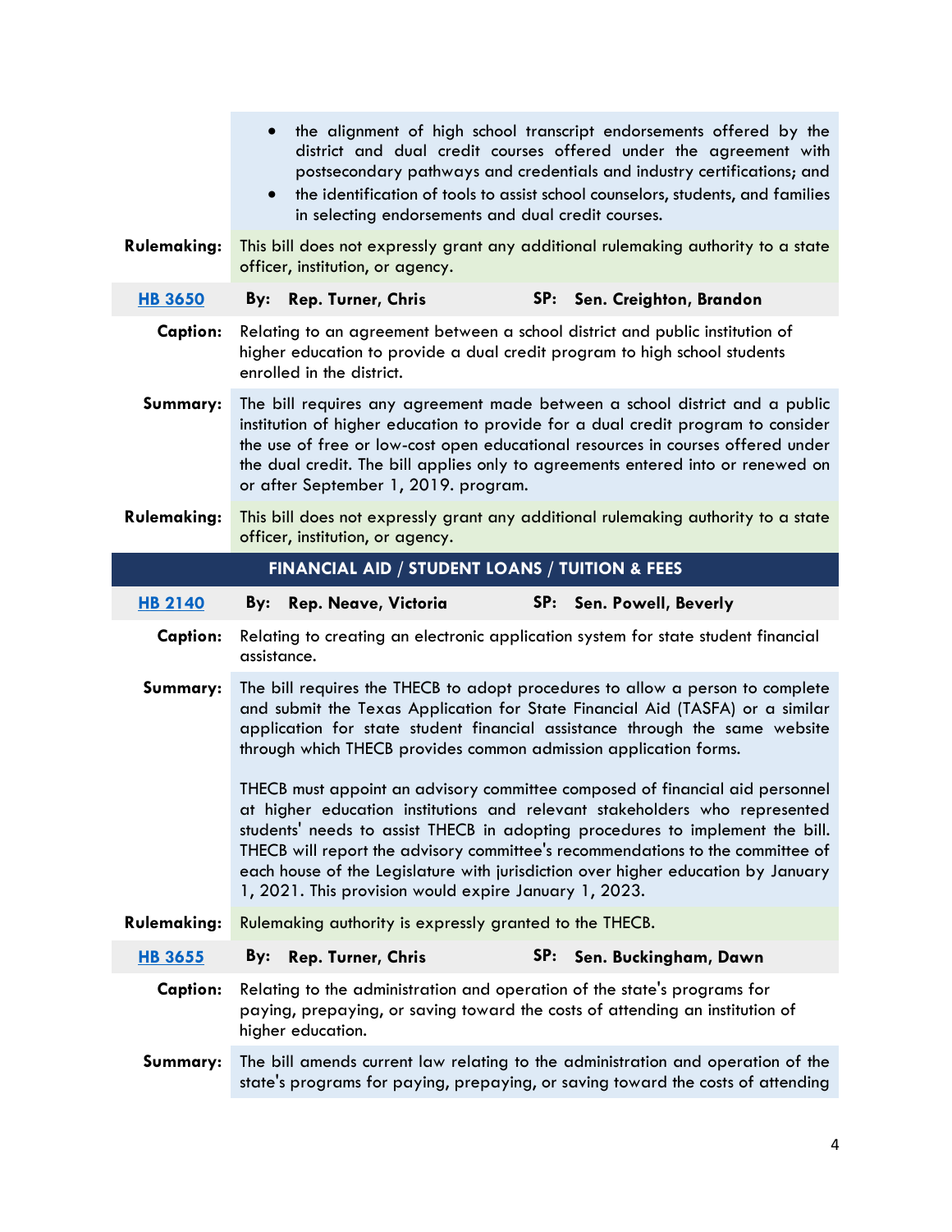- the alignment of high school transcript endorsements offered by the district and dual credit courses offered under the agreement with postsecondary pathways and credentials and industry certifications; and
- the identification of tools to assist school counselors, students, and families in selecting endorsements and dual credit courses.

**Rulemaking:** This bill does not expressly grant any additional rulemaking authority to a state officer, institution, or agency.

**HB 3650** **By:** **Rep. Turner, Chris** **SP:** **Sen. Creighton, Brandon**

**Caption:** Relating to an agreement between a school district and public institution of higher education to provide a dual credit program to high school students enrolled in the district.

**Summary:** The bill requires any agreement made between a school district and a public institution of higher education to provide for a dual credit program to consider the use of free or low-cost open educational resources in courses offered under the dual credit. The bill applies only to agreements entered into or renewed on or after September 1, 2019. program.

**Rulemaking:** This bill does not expressly grant any additional rulemaking authority to a state officer, institution, or agency.

## FINANCIAL AID / STUDENT LOANS / TUITION & FEES

**HB 2140** **By:** **Rep. Neave, Victoria** **SP:** **Sen. Powell, Beverly**

**Caption:** Relating to creating an electronic application system for state student financial assistance.

**Summary:** The bill requires the THECB to adopt procedures to allow a person to complete and submit the Texas Application for State Financial Aid (TASFA) or a similar application for state student financial assistance through the same website through which THECB provides common admission application forms.

THECB must appoint an advisory committee composed of financial aid personnel at higher education institutions and relevant stakeholders who represented students' needs to assist THECB in adopting procedures to implement the bill. THECB will report the advisory committee's recommendations to the committee of each house of the Legislature with jurisdiction over higher education by January 1, 2021. This provision would expire January 1, 2023.

**Rulemaking:** Rulemaking authority is expressly granted to the THECB.

**HB 3655** **By:** **Rep. Turner, Chris** **SP:** **Sen. Buckingham, Dawn**

**Caption:** Relating to the administration and operation of the state's programs for paying, prepaying, or saving toward the costs of attending an institution of higher education.

**Summary:** The bill amends current law relating to the administration and operation of the state's programs for paying, prepaying, or saving toward the costs of attending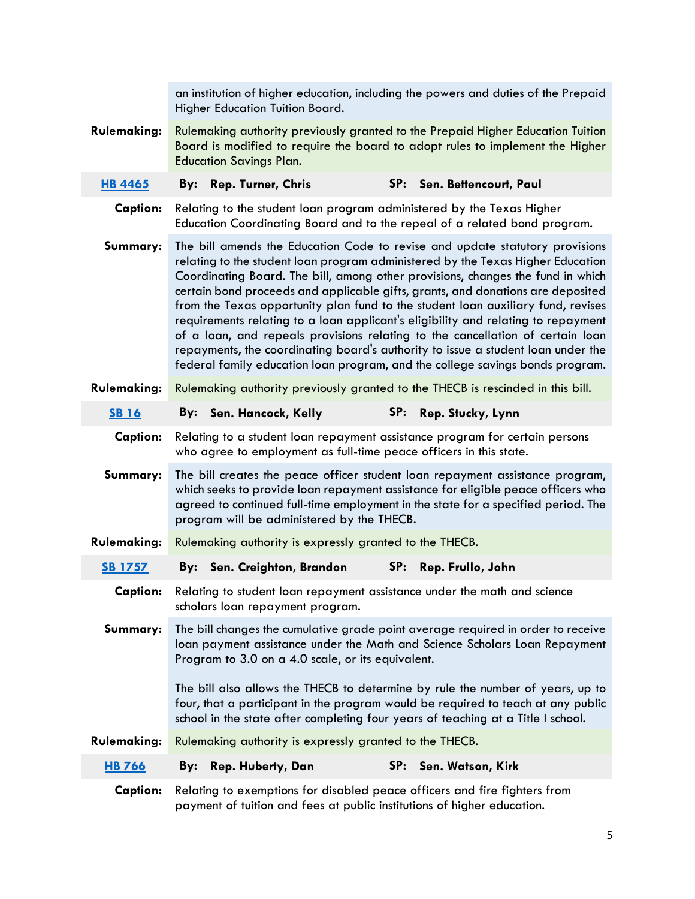an institution of higher education, including the powers and duties of the Prepaid Higher Education Tuition Board.

**Rulemaking:** Rulemaking authority previously granted to the Prepaid Higher Education Tuition Board is modified to require the board to adopt rules to implement the Higher Education Savings Plan.

**HB 4465** **By:** **Rep. Turner, Chris** **SP:** **Sen. Bettencourt, Paul**

**Caption:** Relating to the student loan program administered by the Texas Higher Education Coordinating Board and to the repeal of a related bond program.

**Summary:** The bill amends the Education Code to revise and update statutory provisions relating to the student loan program administered by the Texas Higher Education Coordinating Board. The bill, among other provisions, changes the fund in which certain bond proceeds and applicable gifts, grants, and donations are deposited from the Texas opportunity plan fund to the student loan auxiliary fund, revises requirements relating to a loan applicant's eligibility and relating to repayment of a loan, and repeals provisions relating to the cancellation of certain loan repayments, the coordinating board's authority to issue a student loan under the federal family education loan program, and the college savings bonds program.

**Rulemaking:** Rulemaking authority previously granted to the THECB is rescinded in this bill.

**SB 16** **By:** **Sen. Hancock, Kelly** **SP:** **Rep. Stucky, Lynn**

**Caption:** Relating to a student loan repayment assistance program for certain persons who agree to employment as full-time peace officers in this state.

**Summary:** The bill creates the peace officer student loan repayment assistance program, which seeks to provide loan repayment assistance for eligible peace officers who agreed to continued full-time employment in the state for a specified period. The program will be administered by the THECB.

**Rulemaking:** Rulemaking authority is expressly granted to the THECB.

**SB 1757** **By:** **Sen. Creighton, Brandon** **SP:** **Rep. Frullo, John**

**Caption:** Relating to student loan repayment assistance under the math and science scholars loan repayment program.

**Summary:** The bill changes the cumulative grade point average required in order to receive loan payment assistance under the Math and Science Scholars Loan Repayment Program to 3.0 on a 4.0 scale, or its equivalent.

The bill also allows the THECB to determine by rule the number of years, up to four, that a participant in the program would be required to teach at any public school in the state after completing four years of teaching at a Title I school.

**Rulemaking:** Rulemaking authority is expressly granted to the THECB.

**HB 766** **By:** **Rep. Huberty, Dan** **SP:** **Sen. Watson, Kirk**

**Caption:** Relating to exemptions for disabled peace officers and fire fighters from payment of tuition and fees at public institutions of higher education.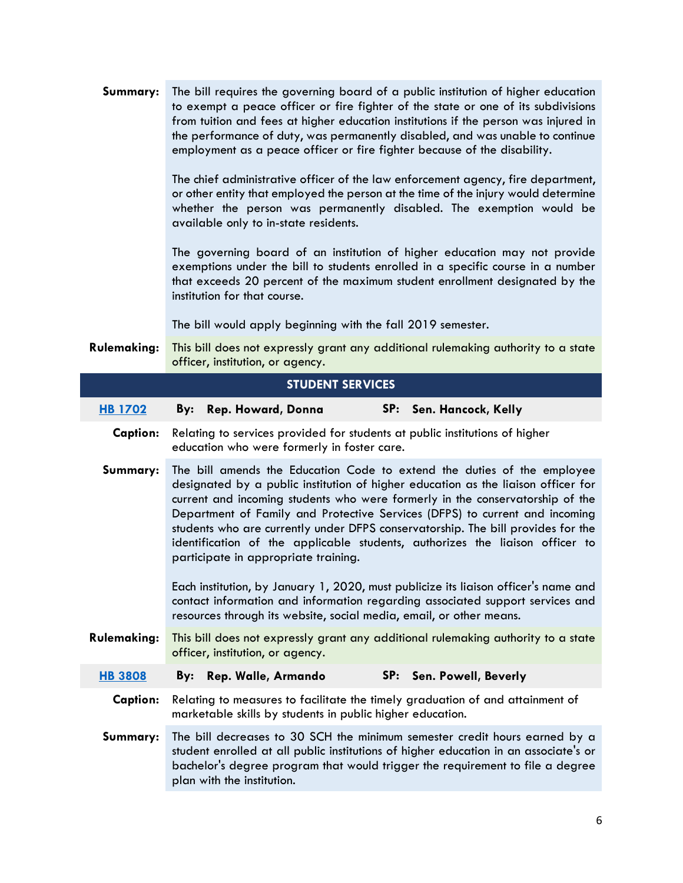**Summary:** The bill requires the governing board of a public institution of higher education to exempt a peace officer or fire fighter of the state or one of its subdivisions from tuition and fees at higher education institutions if the person was injured in the performance of duty, was permanently disabled, and was unable to continue employment as a peace officer or fire fighter because of the disability.

The chief administrative officer of the law enforcement agency, fire department, or other entity that employed the person at the time of the injury would determine whether the person was permanently disabled. The exemption would be available only to in-state residents.

The governing board of an institution of higher education may not provide exemptions under the bill to students enrolled in a specific course in a number that exceeds 20 percent of the maximum student enrollment designated by the institution for that course.

The bill would apply beginning with the fall 2019 semester.

**Rulemaking:** This bill does not expressly grant any additional rulemaking authority to a state officer, institution, or agency.

## STUDENT SERVICES

**HB 1702** **By:** **Rep. Howard, Donna** **SP:** **Sen. Hancock, Kelly**

**Caption:** Relating to services provided for students at public institutions of higher education who were formerly in foster care.

**Summary:** The bill amends the Education Code to extend the duties of the employee designated by a public institution of higher education as the liaison officer for current and incoming students who were formerly in the conservatorship of the Department of Family and Protective Services (DFPS) to current and incoming students who are currently under DFPS conservatorship. The bill provides for the identification of the applicable students, authorizes the liaison officer to participate in appropriate training.

Each institution, by January 1, 2020, must publicize its liaison officer's name and contact information and information regarding associated support services and resources through its website, social media, email, or other means.

**Rulemaking:** This bill does not expressly grant any additional rulemaking authority to a state officer, institution, or agency.

**HB 3808** **By:** **Rep. Walle, Armando** **SP:** **Sen. Powell, Beverly**

**Caption:** Relating to measures to facilitate the timely graduation of and attainment of marketable skills by students in public higher education.

**Summary:** The bill decreases to 30 SCH the minimum semester credit hours earned by a student enrolled at all public institutions of higher education in an associate's or bachelor's degree program that would trigger the requirement to file a degree plan with the institution.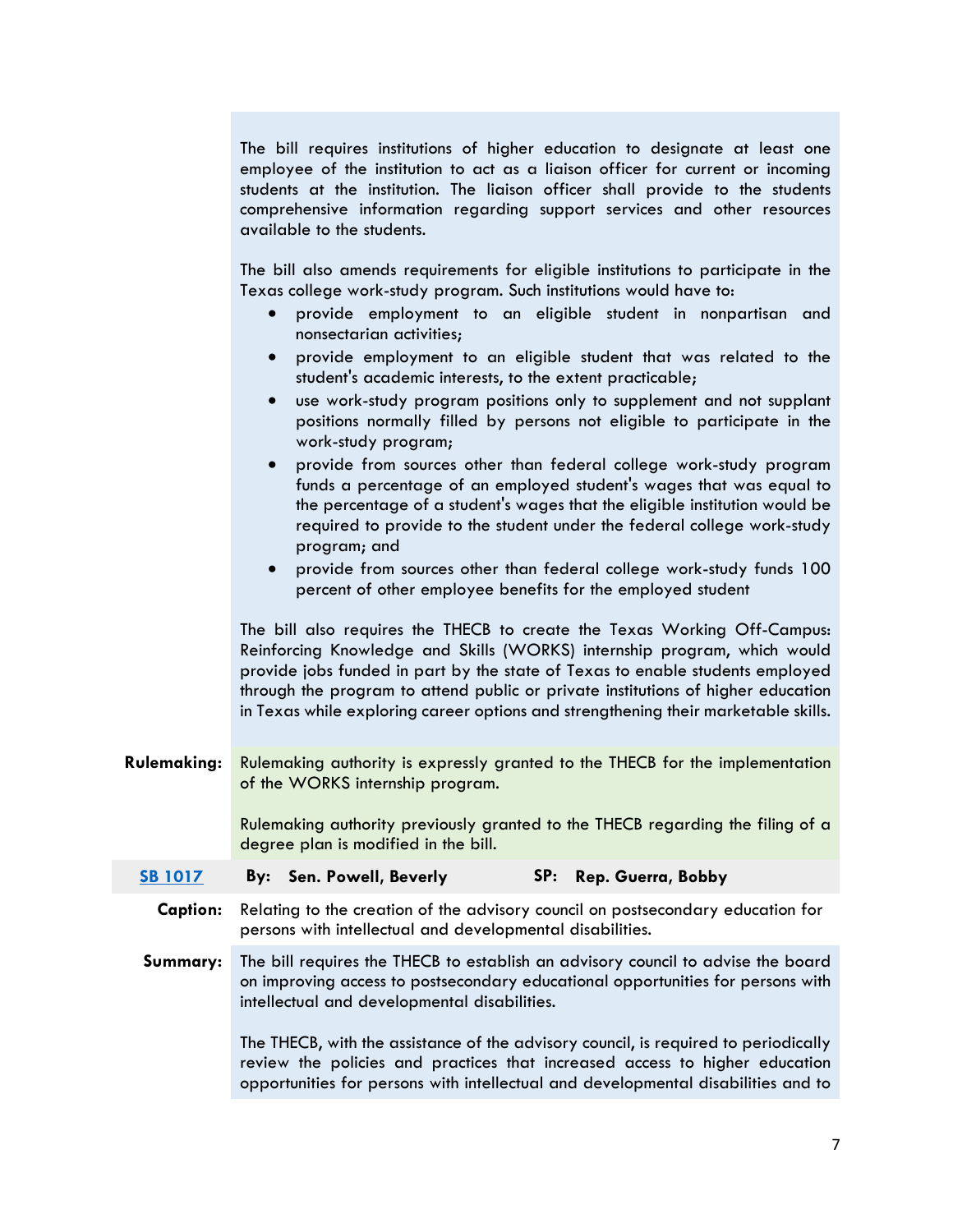The bill requires institutions of higher education to designate at least one employee of the institution to act as a liaison officer for current or incoming students at the institution. The liaison officer shall provide to the students comprehensive information regarding support services and other resources available to the students.

The bill also amends requirements for eligible institutions to participate in the Texas college work-study program. Such institutions would have to:

- provide employment to an eligible student in nonpartisan and nonsectarian activities;
- provide employment to an eligible student that was related to the student's academic interests, to the extent practicable;
- use work-study program positions only to supplement and not supplant positions normally filled by persons not eligible to participate in the work-study program;
- provide from sources other than federal college work-study program funds a percentage of an employed student's wages that was equal to the percentage of a student's wages that the eligible institution would be required to provide to the student under the federal college work-study program; and
- provide from sources other than federal college work-study funds 100 percent of other employee benefits for the employed student

The bill also requires the THECB to create the Texas Working Off-Campus: Reinforcing Knowledge and Skills (WORKS) internship program, which would provide jobs funded in part by the state of Texas to enable students employed through the program to attend public or private institutions of higher education in Texas while exploring career options and strengthening their marketable skills.

**Rulemaking:** Rulemaking authority is expressly granted to the THECB for the implementation of the WORKS internship program.

Rulemaking authority previously granted to the THECB regarding the filing of a degree plan is modified in the bill.

**SB 1017** **By: Sen. Powell, Beverly** **SP: Rep. Guerra, Bobby**

**Caption:** Relating to the creation of the advisory council on postsecondary education for persons with intellectual and developmental disabilities.

**Summary:** The bill requires the THECB to establish an advisory council to advise the board on improving access to postsecondary educational opportunities for persons with intellectual and developmental disabilities.

The THECB, with the assistance of the advisory council, is required to periodically review the policies and practices that increased access to higher education opportunities for persons with intellectual and developmental disabilities and to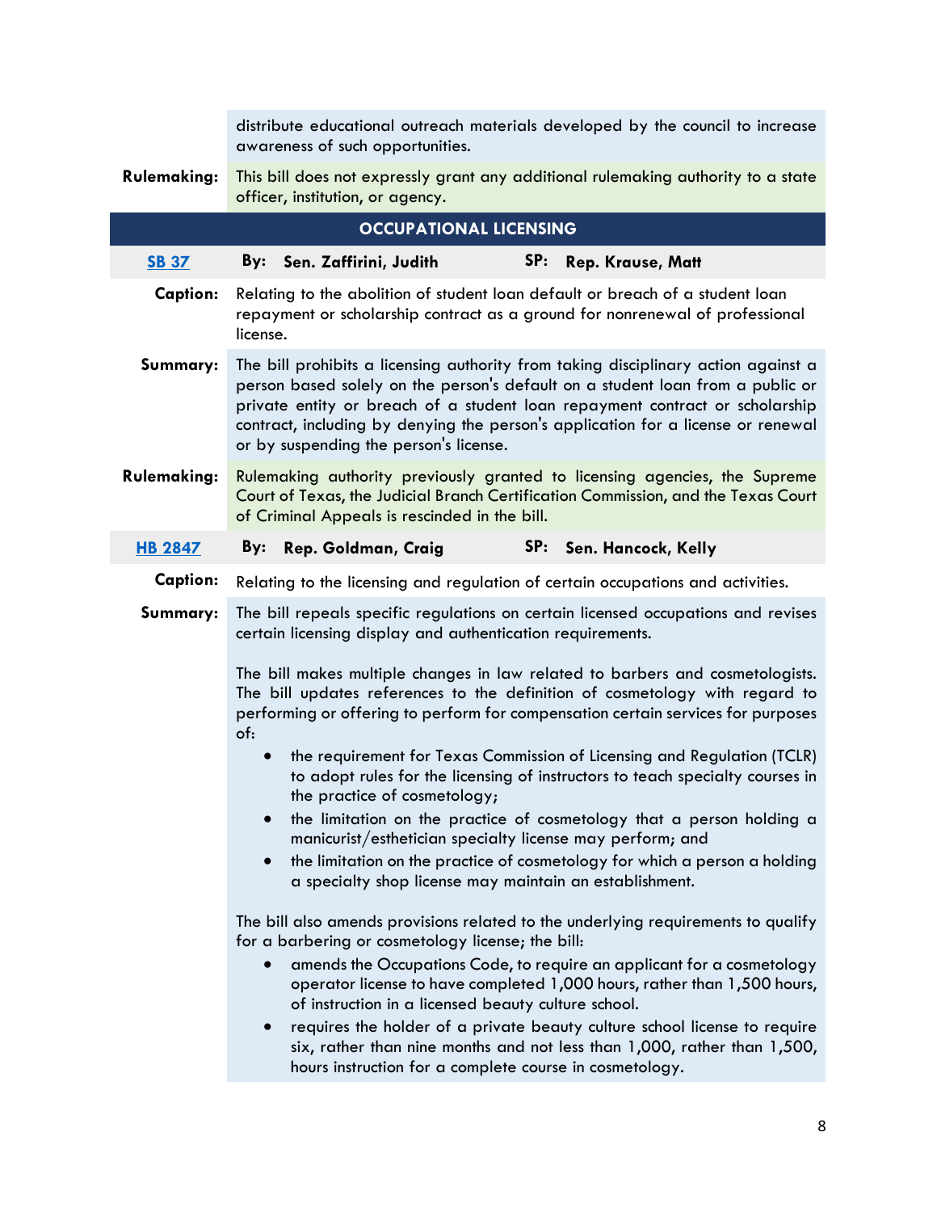distribute educational outreach materials developed by the council to increase awareness of such opportunities.

**Rulemaking:** This bill does not expressly grant any additional rulemaking authority to a state officer, institution, or agency.

## OCCUPATIONAL LICENSING

**SB 37** — **By: Sen. Zaffirini, Judith** — **SP: Rep. Krause, Matt**

**Caption:** Relating to the abolition of student loan default or breach of a student loan repayment or scholarship contract as a ground for nonrenewal of professional license.

**Summary:** The bill prohibits a licensing authority from taking disciplinary action against a person based solely on the person's default on a student loan from a public or private entity or breach of a student loan repayment contract or scholarship contract, including by denying the person's application for a license or renewal or by suspending the person's license.

**Rulemaking:** Rulemaking authority previously granted to licensing agencies, the Supreme Court of Texas, the Judicial Branch Certification Commission, and the Texas Court of Criminal Appeals is rescinded in the bill.

**HB 2847** — **By: Rep. Goldman, Craig** — **SP: Sen. Hancock, Kelly**

**Caption:** Relating to the licensing and regulation of certain occupations and activities.

**Summary:** The bill repeals specific regulations on certain licensed occupations and revises certain licensing display and authentication requirements.

The bill makes multiple changes in law related to barbers and cosmetologists. The bill updates references to the definition of cosmetology with regard to performing or offering to perform for compensation certain services for purposes of:

- the requirement for Texas Commission of Licensing and Regulation (TCLR) to adopt rules for the licensing of instructors to teach specialty courses in the practice of cosmetology;
- the limitation on the practice of cosmetology that a person holding a manicurist/esthetician specialty license may perform; and
- the limitation on the practice of cosmetology for which a person a holding a specialty shop license may maintain an establishment.

The bill also amends provisions related to the underlying requirements to qualify for a barbering or cosmetology license; the bill:

- amends the Occupations Code, to require an applicant for a cosmetology operator license to have completed 1,000 hours, rather than 1,500 hours, of instruction in a licensed beauty culture school.
- requires the holder of a private beauty culture school license to require six, rather than nine months and not less than 1,000, rather than 1,500, hours instruction for a complete course in cosmetology.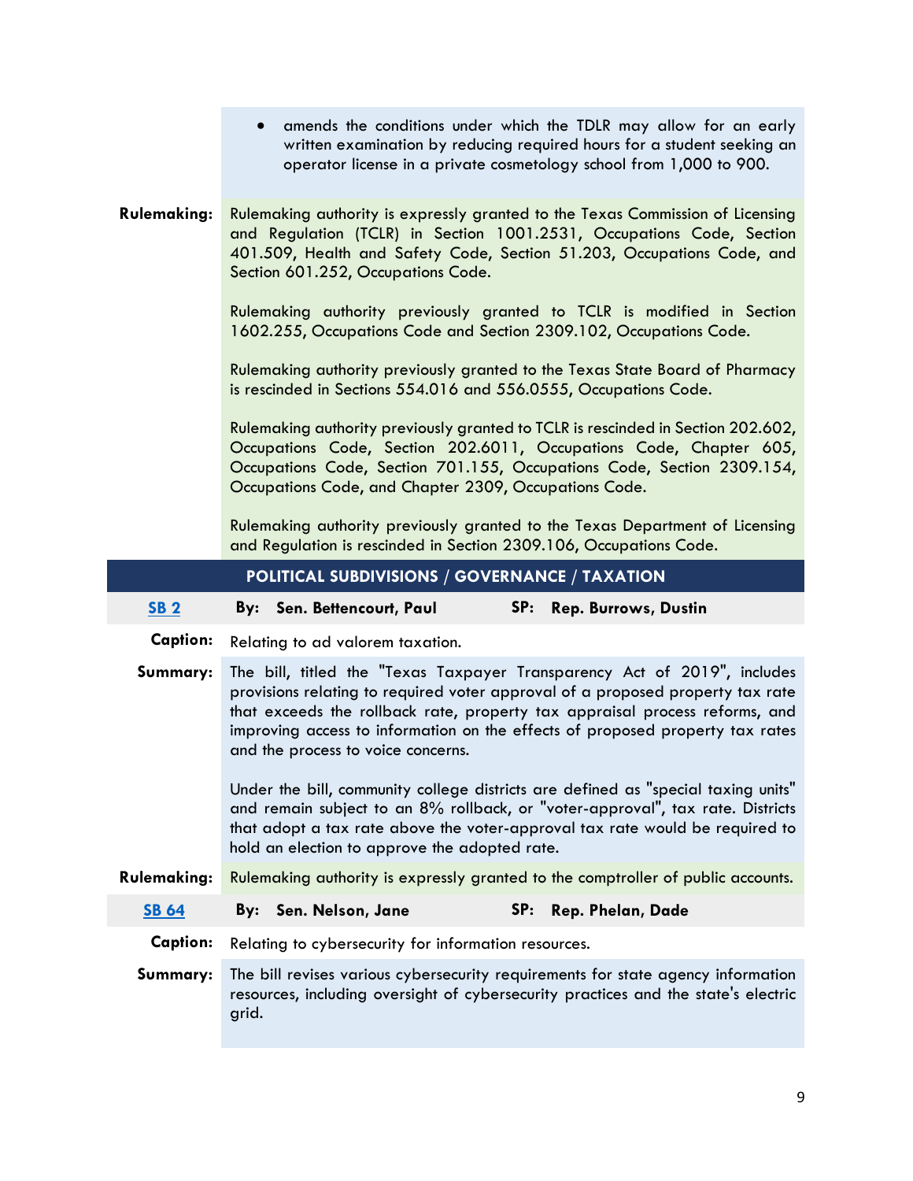- amends the conditions under which the TDLR may allow for an early written examination by reducing required hours for a student seeking an operator license in a private cosmetology school from 1,000 to 900.

**Rulemaking:** Rulemaking authority is expressly granted to the Texas Commission of Licensing and Regulation (TCLR) in Section 1001.2531, Occupations Code, Section 401.509, Health and Safety Code, Section 51.203, Occupations Code, and Section 601.252, Occupations Code.

Rulemaking authority previously granted to TCLR is modified in Section 1602.255, Occupations Code and Section 2309.102, Occupations Code.

Rulemaking authority previously granted to the Texas State Board of Pharmacy is rescinded in Sections 554.016 and 556.0555, Occupations Code.

Rulemaking authority previously granted to TCLR is rescinded in Section 202.602, Occupations Code, Section 202.6011, Occupations Code, Chapter 605, Occupations Code, Section 701.155, Occupations Code, Section 2309.154, Occupations Code, and Chapter 2309, Occupations Code.

Rulemaking authority previously granted to the Texas Department of Licensing and Regulation is rescinded in Section 2309.106, Occupations Code.

## POLITICAL SUBDIVISIONS / GOVERNANCE / TAXATION

**SB 2** **By: Sen. Bettencourt, Paul** **SP: Rep. Burrows, Dustin**

**Caption:** Relating to ad valorem taxation.

**Summary:** The bill, titled the "Texas Taxpayer Transparency Act of 2019", includes provisions relating to required voter approval of a proposed property tax rate that exceeds the rollback rate, property tax appraisal process reforms, and improving access to information on the effects of proposed property tax rates and the process to voice concerns.

Under the bill, community college districts are defined as "special taxing units" and remain subject to an 8% rollback, or "voter-approval", tax rate. Districts that adopt a tax rate above the voter-approval tax rate would be required to hold an election to approve the adopted rate.

**Rulemaking:** Rulemaking authority is expressly granted to the comptroller of public accounts.

**SB 64** **By: Sen. Nelson, Jane** **SP: Rep. Phelan, Dade**

**Caption:** Relating to cybersecurity for information resources.

**Summary:** The bill revises various cybersecurity requirements for state agency information resources, including oversight of cybersecurity practices and the state's electric grid.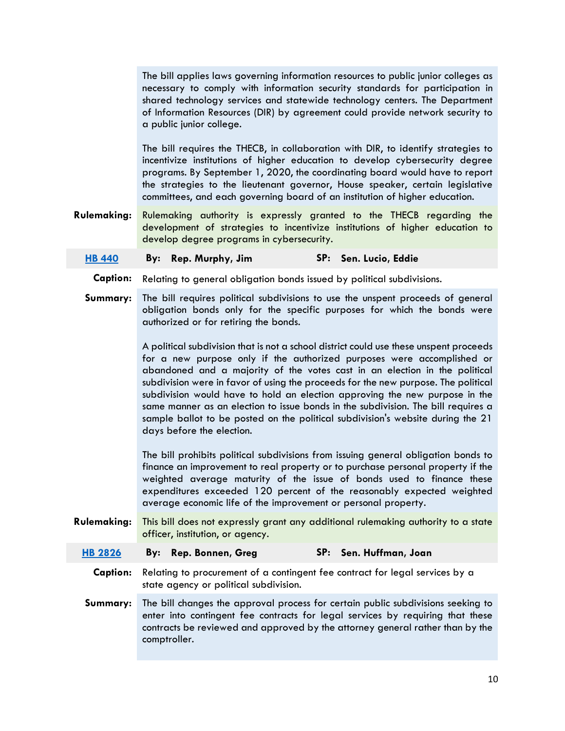The bill applies laws governing information resources to public junior colleges as necessary to comply with information security standards for participation in shared technology services and statewide technology centers. The Department of Information Resources (DIR) by agreement could provide network security to a public junior college.

The bill requires the THECB, in collaboration with DIR, to identify strategies to incentivize institutions of higher education to develop cybersecurity degree programs. By September 1, 2020, the coordinating board would have to report the strategies to the lieutenant governor, House speaker, certain legislative committees, and each governing board of an institution of higher education.

**Rulemaking:** Rulemaking authority is expressly granted to the THECB regarding the development of strategies to incentivize institutions of higher education to develop degree programs in cybersecurity.

**HB 440** — **By:** Rep. Murphy, Jim — **SP:** Sen. Lucio, Eddie

**Caption:** Relating to general obligation bonds issued by political subdivisions.

**Summary:** The bill requires political subdivisions to use the unspent proceeds of general obligation bonds only for the specific purposes for which the bonds were authorized or for retiring the bonds.

A political subdivision that is not a school district could use these unspent proceeds for a new purpose only if the authorized purposes were accomplished or abandoned and a majority of the votes cast in an election in the political subdivision were in favor of using the proceeds for the new purpose. The political subdivision would have to hold an election approving the new purpose in the same manner as an election to issue bonds in the subdivision. The bill requires a sample ballot to be posted on the political subdivision's website during the 21 days before the election.

The bill prohibits political subdivisions from issuing general obligation bonds to finance an improvement to real property or to purchase personal property if the weighted average maturity of the issue of bonds used to finance these expenditures exceeded 120 percent of the reasonably expected weighted average economic life of the improvement or personal property.

**Rulemaking:** This bill does not expressly grant any additional rulemaking authority to a state officer, institution, or agency.

**HB 2826** — **By:** Rep. Bonnen, Greg — **SP:** Sen. Huffman, Joan

**Caption:** Relating to procurement of a contingent fee contract for legal services by a state agency or political subdivision.

**Summary:** The bill changes the approval process for certain public subdivisions seeking to enter into contingent fee contracts for legal services by requiring that these contracts be reviewed and approved by the attorney general rather than by the comptroller.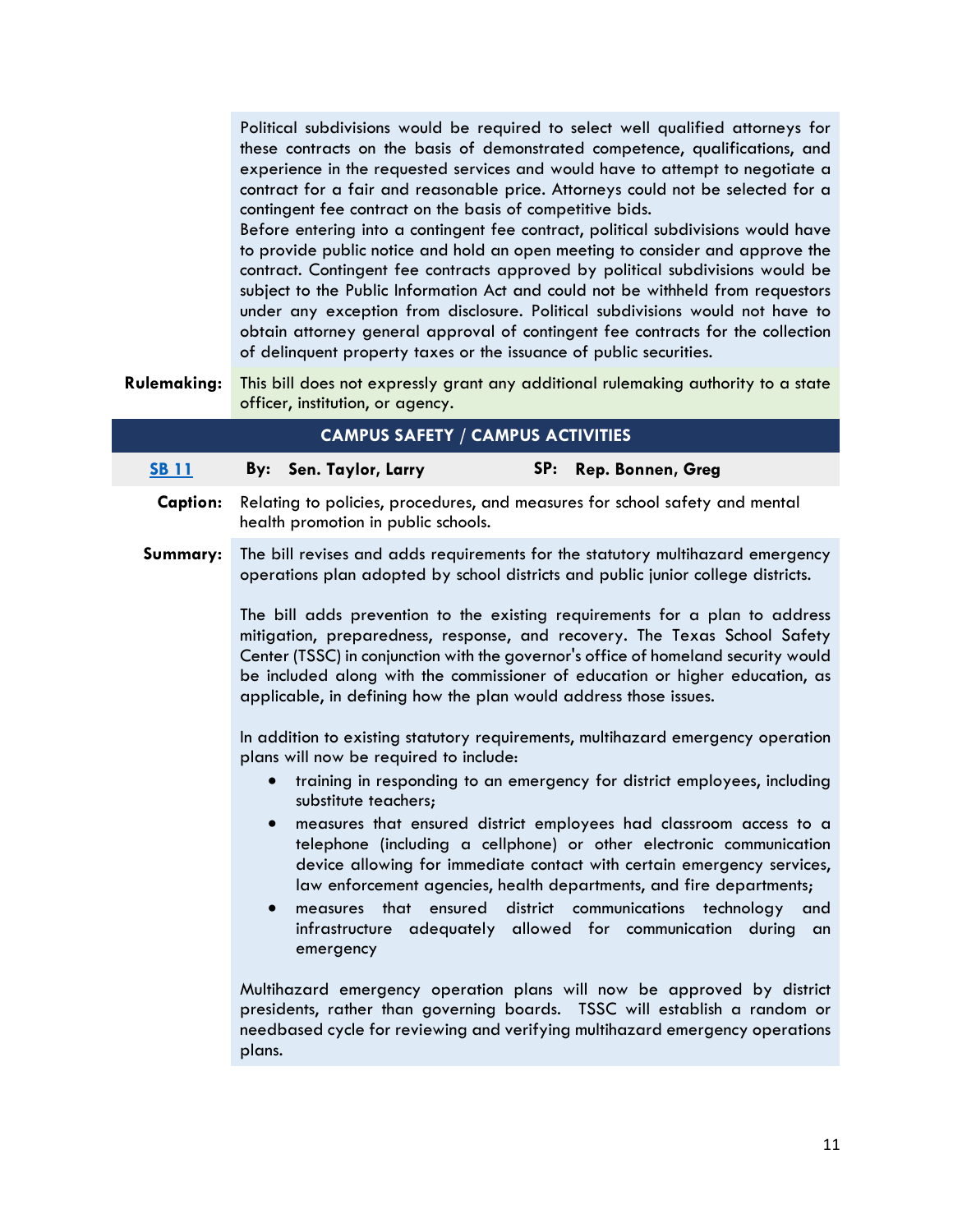Political subdivisions would be required to select well qualified attorneys for these contracts on the basis of demonstrated competence, qualifications, and experience in the requested services and would have to attempt to negotiate a contract for a fair and reasonable price. Attorneys could not be selected for a contingent fee contract on the basis of competitive bids.
Before entering into a contingent fee contract, political subdivisions would have to provide public notice and hold an open meeting to consider and approve the contract. Contingent fee contracts approved by political subdivisions would be subject to the Public Information Act and could not be withheld from requestors under any exception from disclosure. Political subdivisions would not have to obtain attorney general approval of contingent fee contracts for the collection of delinquent property taxes or the issuance of public securities.

**Rulemaking:** This bill does not expressly grant any additional rulemaking authority to a state officer, institution, or agency.

## CAMPUS SAFETY / CAMPUS ACTIVITIES

**SB 11** **By: Sen. Taylor, Larry** **SP: Rep. Bonnen, Greg**

**Caption:** Relating to policies, procedures, and measures for school safety and mental health promotion in public schools.

**Summary:** The bill revises and adds requirements for the statutory multihazard emergency operations plan adopted by school districts and public junior college districts.

The bill adds prevention to the existing requirements for a plan to address mitigation, preparedness, response, and recovery. The Texas School Safety Center (TSSC) in conjunction with the governor's office of homeland security would be included along with the commissioner of education or higher education, as applicable, in defining how the plan would address those issues.

In addition to existing statutory requirements, multihazard emergency operation plans will now be required to include:

- training in responding to an emergency for district employees, including substitute teachers;
- measures that ensured district employees had classroom access to a telephone (including a cellphone) or other electronic communication device allowing for immediate contact with certain emergency services, law enforcement agencies, health departments, and fire departments;
- measures that ensured district communications technology and infrastructure adequately allowed for communication during an emergency

Multihazard emergency operation plans will now be approved by district presidents, rather than governing boards. TSSC will establish a random or needbased cycle for reviewing and verifying multihazard emergency operations plans.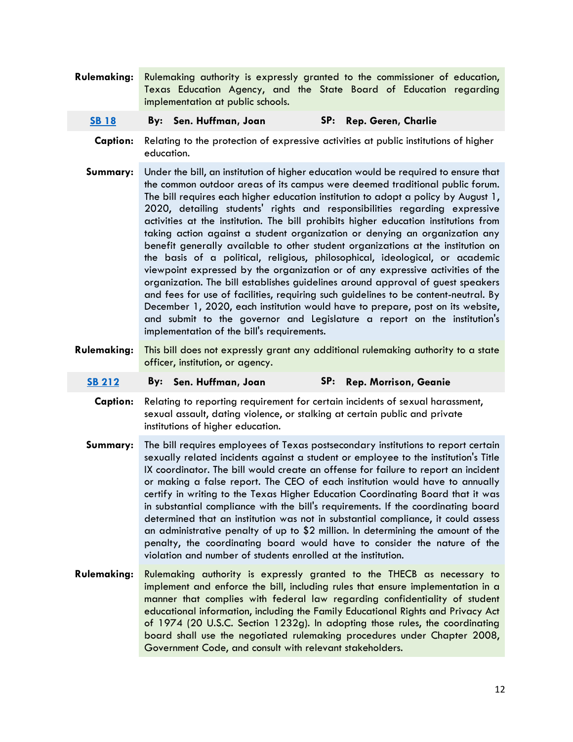**Rulemaking:** Rulemaking authority is expressly granted to the commissioner of education, Texas Education Agency, and the State Board of Education regarding implementation at public schools.

**SB 18** **By: Sen. Huffman, Joan** **SP: Rep. Geren, Charlie**

**Caption:** Relating to the protection of expressive activities at public institutions of higher education.

**Summary:** Under the bill, an institution of higher education would be required to ensure that the common outdoor areas of its campus were deemed traditional public forum. The bill requires each higher education institution to adopt a policy by August 1, 2020, detailing students' rights and responsibilities regarding expressive activities at the institution. The bill prohibits higher education institutions from taking action against a student organization or denying an organization any benefit generally available to other student organizations at the institution on the basis of a political, religious, philosophical, ideological, or academic viewpoint expressed by the organization or of any expressive activities of the organization. The bill establishes guidelines around approval of guest speakers and fees for use of facilities, requiring such guidelines to be content-neutral. By December 1, 2020, each institution would have to prepare, post on its website, and submit to the governor and Legislature a report on the institution's implementation of the bill's requirements.

**Rulemaking:** This bill does not expressly grant any additional rulemaking authority to a state officer, institution, or agency.

**SB 212** **By: Sen. Huffman, Joan** **SP: Rep. Morrison, Geanie**

**Caption:** Relating to reporting requirement for certain incidents of sexual harassment, sexual assault, dating violence, or stalking at certain public and private institutions of higher education.

**Summary:** The bill requires employees of Texas postsecondary institutions to report certain sexually related incidents against a student or employee to the institution's Title IX coordinator. The bill would create an offense for failure to report an incident or making a false report. The CEO of each institution would have to annually certify in writing to the Texas Higher Education Coordinating Board that it was in substantial compliance with the bill's requirements. If the coordinating board determined that an institution was not in substantial compliance, it could assess an administrative penalty of up to $2 million. In determining the amount of the penalty, the coordinating board would have to consider the nature of the violation and number of students enrolled at the institution.

**Rulemaking:** Rulemaking authority is expressly granted to the THECB as necessary to implement and enforce the bill, including rules that ensure implementation in a manner that complies with federal law regarding confidentiality of student educational information, including the Family Educational Rights and Privacy Act of 1974 (20 U.S.C. Section 1232g). In adopting those rules, the coordinating board shall use the negotiated rulemaking procedures under Chapter 2008, Government Code, and consult with relevant stakeholders.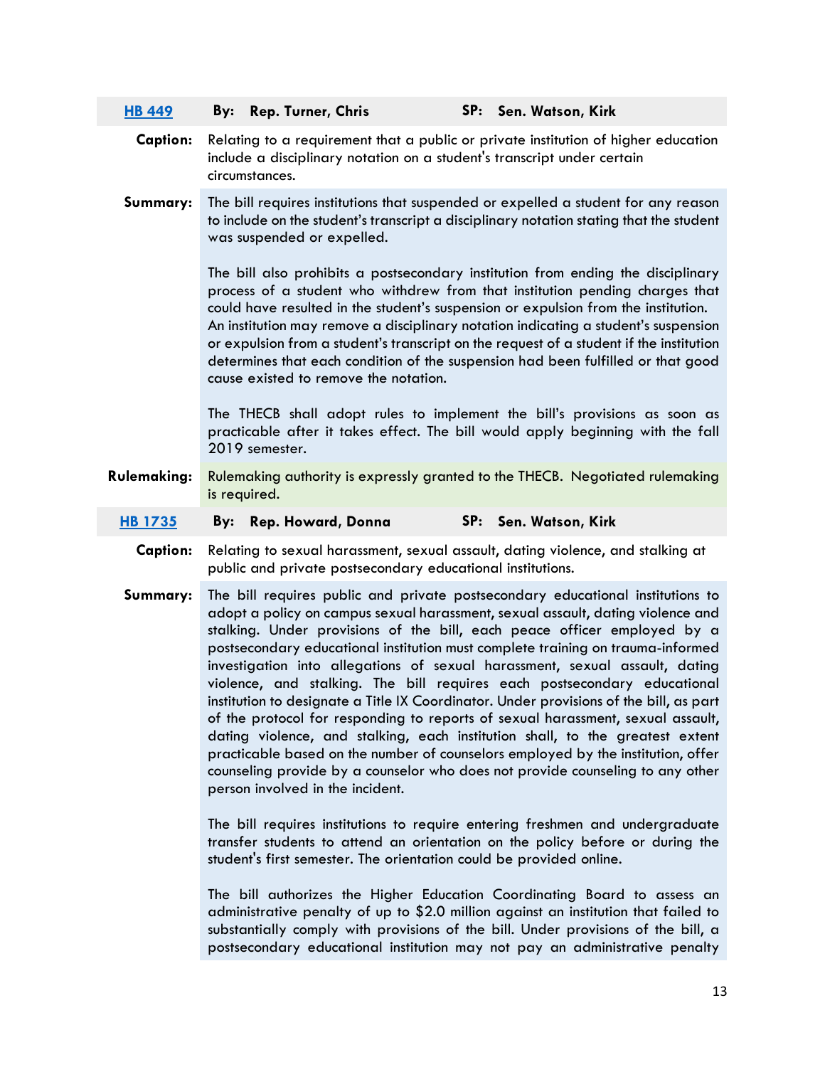| [HB 449](#) | **By: Rep. Turner, Chris** | **SP: Sen. Watson, Kirk** |
|---|---|---|

**Caption:** Relating to a requirement that a public or private institution of higher education include a disciplinary notation on a student's transcript under certain circumstances.

**Summary:** The bill requires institutions that suspended or expelled a student for any reason to include on the student's transcript a disciplinary notation stating that the student was suspended or expelled.

The bill also prohibits a postsecondary institution from ending the disciplinary process of a student who withdrew from that institution pending charges that could have resulted in the student's suspension or expulsion from the institution. An institution may remove a disciplinary notation indicating a student's suspension or expulsion from a student's transcript on the request of a student if the institution determines that each condition of the suspension had been fulfilled or that good cause existed to remove the notation.

The THECB shall adopt rules to implement the bill's provisions as soon as practicable after it takes effect. The bill would apply beginning with the fall 2019 semester.

**Rulemaking:** Rulemaking authority is expressly granted to the THECB. Negotiated rulemaking is required.

| [HB 1735](#) | **By: Rep. Howard, Donna** | **SP: Sen. Watson, Kirk** |
|---|---|---|

**Caption:** Relating to sexual harassment, sexual assault, dating violence, and stalking at public and private postsecondary educational institutions.

**Summary:** The bill requires public and private postsecondary educational institutions to adopt a policy on campus sexual harassment, sexual assault, dating violence and stalking. Under provisions of the bill, each peace officer employed by a postsecondary educational institution must complete training on trauma-informed investigation into allegations of sexual harassment, sexual assault, dating violence, and stalking. The bill requires each postsecondary educational institution to designate a Title IX Coordinator. Under provisions of the bill, as part of the protocol for responding to reports of sexual harassment, sexual assault, dating violence, and stalking, each institution shall, to the greatest extent practicable based on the number of counselors employed by the institution, offer counseling provide by a counselor who does not provide counseling to any other person involved in the incident.

The bill requires institutions to require entering freshmen and undergraduate transfer students to attend an orientation on the policy before or during the student's first semester. The orientation could be provided online.

The bill authorizes the Higher Education Coordinating Board to assess an administrative penalty of up to $2.0 million against an institution that failed to substantially comply with provisions of the bill. Under provisions of the bill, a postsecondary educational institution may not pay an administrative penalty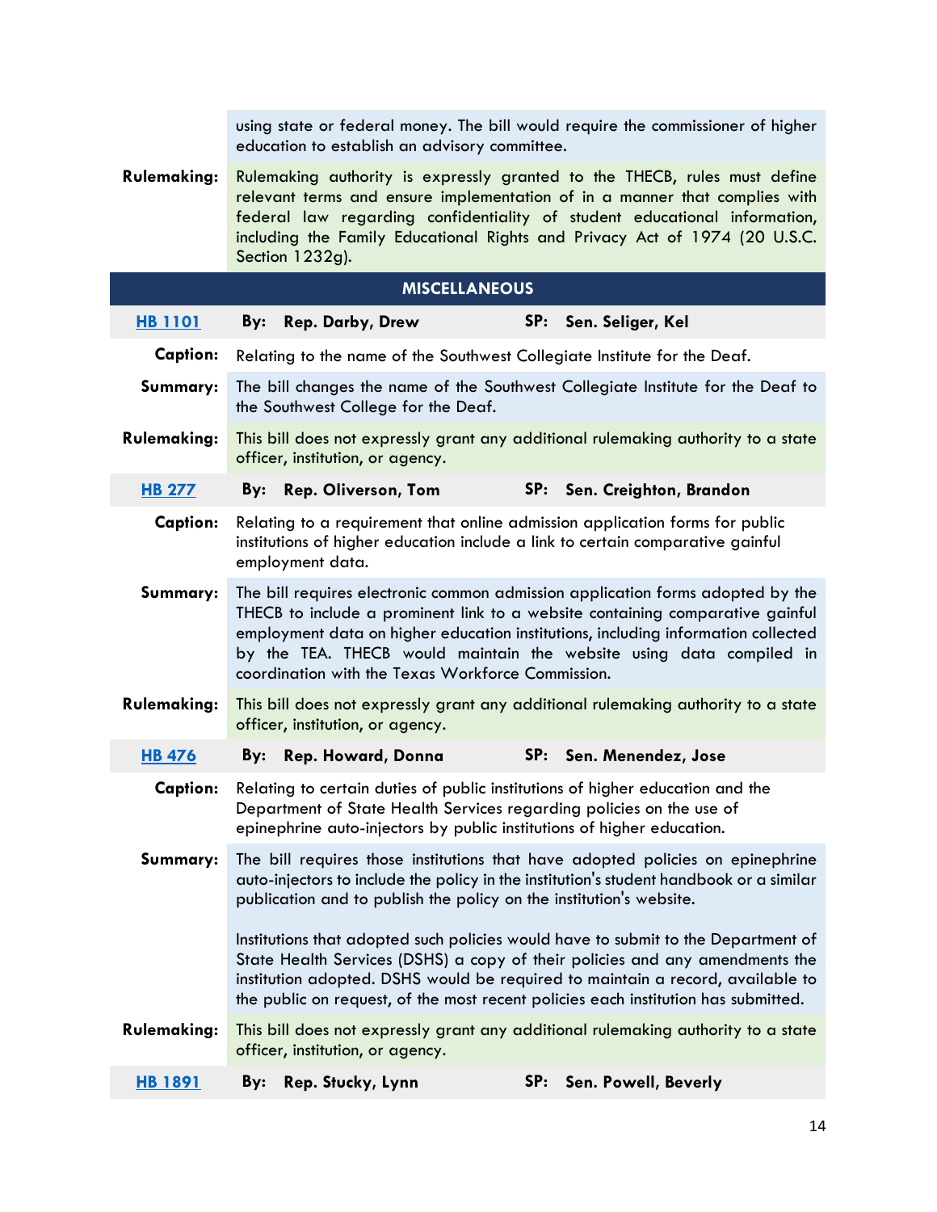using state or federal money. The bill would require the commissioner of higher education to establish an advisory committee.

**Rulemaking:** Rulemaking authority is expressly granted to the THECB, rules must define relevant terms and ensure implementation of in a manner that complies with federal law regarding confidentiality of student educational information, including the Family Educational Rights and Privacy Act of 1974 (20 U.S.C. Section 1232g).

## MISCELLANEOUS

**HB 1101** **By: Rep. Darby, Drew** **SP: Sen. Seliger, Kel**

**Caption:** Relating to the name of the Southwest Collegiate Institute for the Deaf.

**Summary:** The bill changes the name of the Southwest Collegiate Institute for the Deaf to the Southwest College for the Deaf.

**Rulemaking:** This bill does not expressly grant any additional rulemaking authority to a state officer, institution, or agency.

**HB 277** **By: Rep. Oliverson, Tom** **SP: Sen. Creighton, Brandon**

**Caption:** Relating to a requirement that online admission application forms for public institutions of higher education include a link to certain comparative gainful employment data.

**Summary:** The bill requires electronic common admission application forms adopted by the THECB to include a prominent link to a website containing comparative gainful employment data on higher education institutions, including information collected by the TEA. THECB would maintain the website using data compiled in coordination with the Texas Workforce Commission.

**Rulemaking:** This bill does not expressly grant any additional rulemaking authority to a state officer, institution, or agency.

**HB 476** **By: Rep. Howard, Donna** **SP: Sen. Menendez, Jose**

**Caption:** Relating to certain duties of public institutions of higher education and the Department of State Health Services regarding policies on the use of epinephrine auto-injectors by public institutions of higher education.

**Summary:** The bill requires those institutions that have adopted policies on epinephrine auto-injectors to include the policy in the institution's student handbook or a similar publication and to publish the policy on the institution's website.

Institutions that adopted such policies would have to submit to the Department of State Health Services (DSHS) a copy of their policies and any amendments the institution adopted. DSHS would be required to maintain a record, available to the public on request, of the most recent policies each institution has submitted.

**Rulemaking:** This bill does not expressly grant any additional rulemaking authority to a state officer, institution, or agency.

**HB 1891** **By: Rep. Stucky, Lynn** **SP: Sen. Powell, Beverly**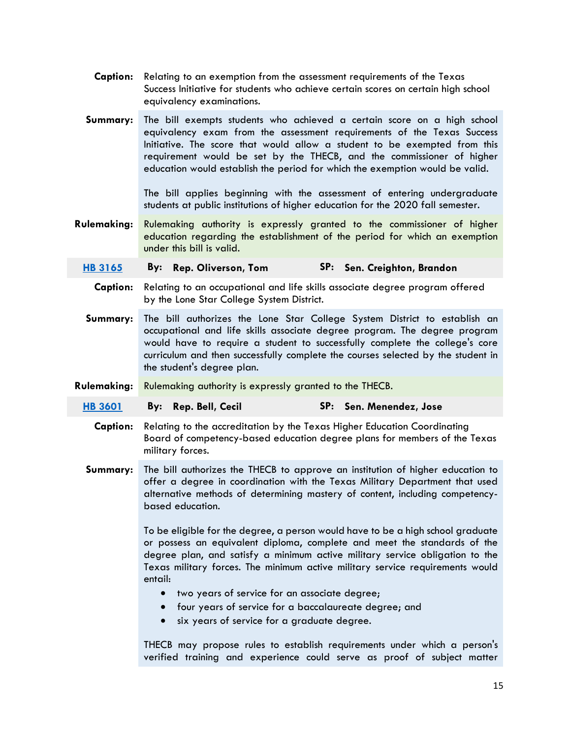**Caption:** Relating to an exemption from the assessment requirements of the Texas Success Initiative for students who achieve certain scores on certain high school equivalency examinations.

**Summary:** The bill exempts students who achieved a certain score on a high school equivalency exam from the assessment requirements of the Texas Success Initiative. The score that would allow a student to be exempted from this requirement would be set by the THECB, and the commissioner of higher education would establish the period for which the exemption would be valid.

The bill applies beginning with the assessment of entering undergraduate students at public institutions of higher education for the 2020 fall semester.

**Rulemaking:** Rulemaking authority is expressly granted to the commissioner of higher education regarding the establishment of the period for which an exemption under this bill is valid.

| [HB 3165](#) | **By: Rep. Oliverson, Tom** | **SP: Sen. Creighton, Brandon** |
|---|---|---|

**Caption:** Relating to an occupational and life skills associate degree program offered by the Lone Star College System District.

**Summary:** The bill authorizes the Lone Star College System District to establish an occupational and life skills associate degree program. The degree program would have to require a student to successfully complete the college's core curriculum and then successfully complete the courses selected by the student in the student's degree plan.

**Rulemaking:** Rulemaking authority is expressly granted to the THECB.

| [HB 3601](#) | **By: Rep. Bell, Cecil** | **SP: Sen. Menendez, Jose** |
|---|---|---|

**Caption:** Relating to the accreditation by the Texas Higher Education Coordinating Board of competency-based education degree plans for members of the Texas military forces.

**Summary:** The bill authorizes the THECB to approve an institution of higher education to offer a degree in coordination with the Texas Military Department that used alternative methods of determining mastery of content, including competency-based education.

To be eligible for the degree, a person would have to be a high school graduate or possess an equivalent diploma, complete and meet the standards of the degree plan, and satisfy a minimum active military service obligation to the Texas military forces. The minimum active military service requirements would entail:

- two years of service for an associate degree;
- four years of service for a baccalaureate degree; and
- six years of service for a graduate degree.

THECB may propose rules to establish requirements under which a person's verified training and experience could serve as proof of subject matter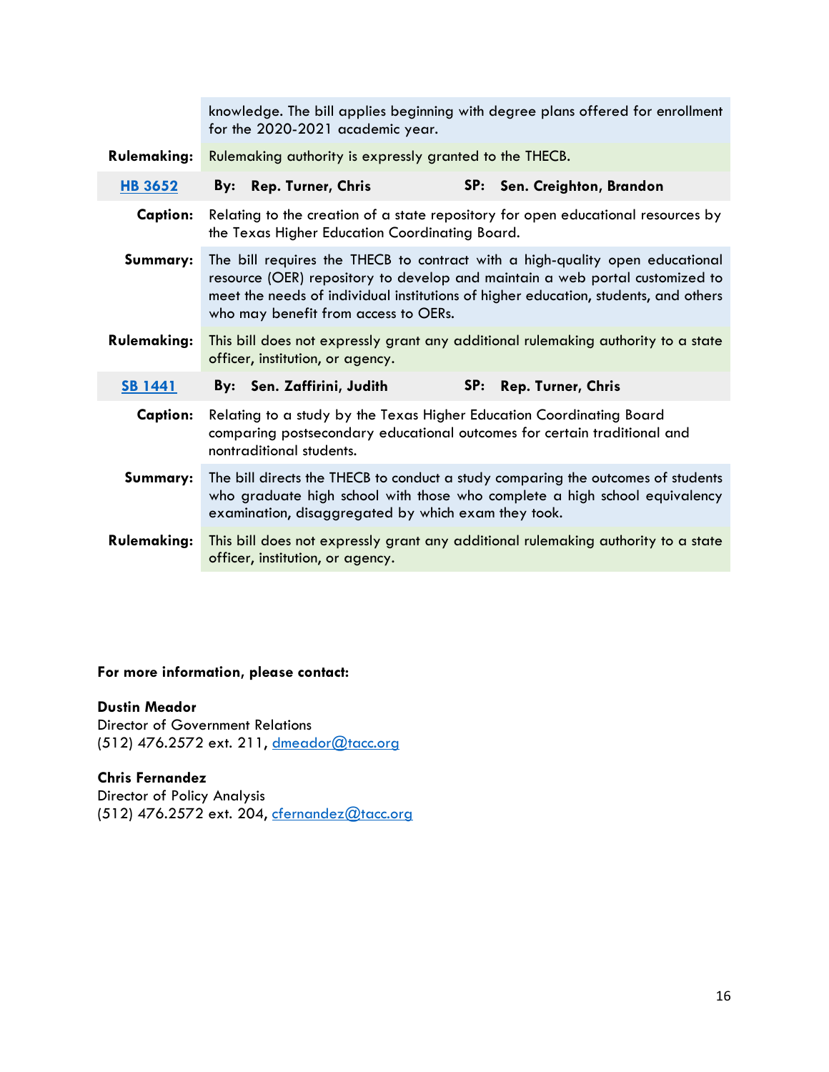| | |
|---|---|
| | knowledge. The bill applies beginning with degree plans offered for enrollment for the 2020-2021 academic year. |
| **Rulemaking:** | Rulemaking authority is expressly granted to the THECB. |
| **HB 3652** | **By: Rep. Turner, Chris** **SP: Sen. Creighton, Brandon** |
| **Caption:** | Relating to the creation of a state repository for open educational resources by the Texas Higher Education Coordinating Board. |
| **Summary:** | The bill requires the THECB to contract with a high-quality open educational resource (OER) repository to develop and maintain a web portal customized to meet the needs of individual institutions of higher education, students, and others who may benefit from access to OERs. |
| **Rulemaking:** | This bill does not expressly grant any additional rulemaking authority to a state officer, institution, or agency. |
| **SB 1441** | **By: Sen. Zaffirini, Judith** **SP: Rep. Turner, Chris** |
| **Caption:** | Relating to a study by the Texas Higher Education Coordinating Board comparing postsecondary educational outcomes for certain traditional and nontraditional students. |
| **Summary:** | The bill directs the THECB to conduct a study comparing the outcomes of students who graduate high school with those who complete a high school equivalency examination, disaggregated by which exam they took. |
| **Rulemaking:** | This bill does not expressly grant any additional rulemaking authority to a state officer, institution, or agency. |

**For more information, please contact:**

**Dustin Meador**
Director of Government Relations
(512) 476.2572 ext. 211, dmeador@tacc.org

**Chris Fernandez**
Director of Policy Analysis
(512) 476.2572 ext. 204, cfernandez@tacc.org